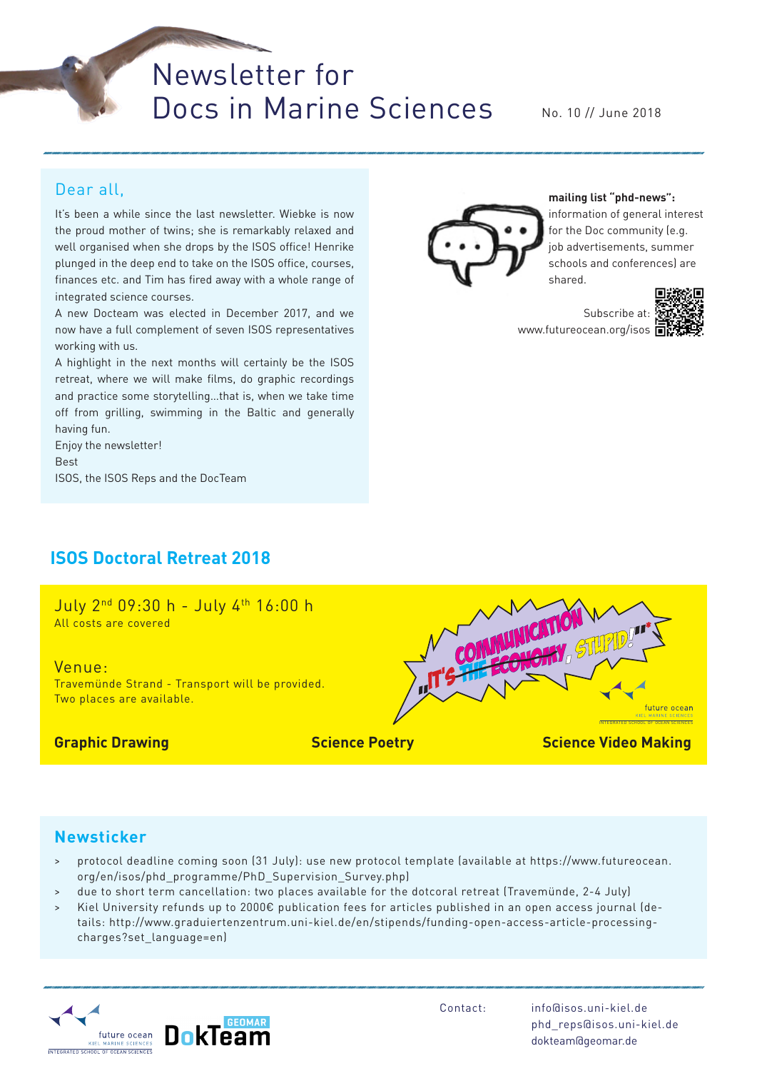# Newsletter for Docs in Marine Sciences

No. 10 // June 2018

## Dear all,

It's been a while since the last newsletter. Wiebke is now the proud mother of twins; she is remarkably relaxed and well organised when she drops by the ISOS office! Henrike plunged in the deep end to take on the ISOS office, courses, finances etc. and Tim has fired away with a whole range of integrated science courses.

A new Docteam was elected in December 2017, and we now have a full complement of seven ISOS representatives working with us.

A highlight in the next months will certainly be the ISOS retreat, where we will make films, do graphic recordings and practice some storytelling...that is, when we take time off from grilling, swimming in the Baltic and generally having fun.

Enjoy the newsletter!

Best

ISOS, the ISOS Reps and the DocTeam

**mailing list "phd-news":** information of general interest for the Doc community (e.g. job advertisements, summer schools and conferences) are shared.

Subscribe at: www.futureocean.org/isos

## ISOS Doctoral Retreat 2018

July 2nd 09:30 h - July 4th 16:00 h

All costs are covered

Venue:

Travemünde Strand - Transport will be provided.

Two places are available.

**Graphic Drawing** **Science Poetry** **Science Video Making**

## Newsticker

- protocol deadline coming soon (31 July): use new protocol template (available at https://www.futureocean.org/en/isos/phd_programme/PhD_Supervision_Survey.php)
- due to short term cancellation: two places available for the dotcoral retreat (Travemünde, 2-4 July)
- Kiel University refunds up to 2000€ publication fees for articles published in an open access journal (details: http://www.graduiertenzentrum.uni-kiel.de/en/stipends/funding-open-access-article-processing-charges?set_language=en)

Contact: info@isos.uni-kiel.de
phd_reps@isos.uni-kiel.de
dokteam@geomar.de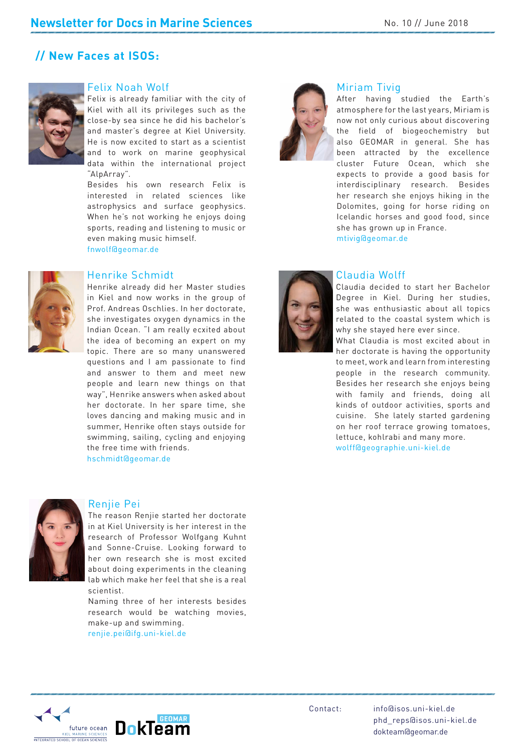## // New Faces at ISOS:

### Felix Noah Wolf

Felix is already familiar with the city of Kiel with all its privileges such as the close-by sea since he did his bachelor's and master's degree at Kiel University. He is now excited to start as a scientist and to work on marine geophysical data within the international project "AlpArray".

Besides his own research Felix is interested in related sciences like astrophysics and surface geophysics. When he's not working he enjoys doing sports, reading and listening to music or even making music himself.

fnwolf@geomar.de

### Henrike Schmidt

Henrike already did her Master studies in Kiel and now works in the group of Prof. Andreas Oschlies. In her doctorate, she investigates oxygen dynamics in the Indian Ocean. "I am really ecxited about the idea of becoming an expert on my topic. There are so many unanswered questions and I am passionate to find and answer to them and meet new people and learn new things on that way", Henrike answers when asked about her doctorate. In her spare time, she loves dancing and making music and in summer, Henrike often stays outside for swimming, sailing, cycling and enjoying the free time with friends.

hschmidt@geomar.de

### Renjie Pei

The reason Renjie started her doctorate in at Kiel University is her interest in the research of Professor Wolfgang Kuhnt and Sonne-Cruise. Looking forward to her own research she is most excited about doing experiments in the cleaning lab which make her feel that she is a real scientist.

Naming three of her interests besides research would be watching movies, make-up and swimming.

renjie.pei@ifg.uni-kiel.de

### Miriam Tivig

After having studied the Earth's atmosphere for the last years, Miriam is now not only curious about discovering the field of biogeochemistry but also GEOMAR in general. She has been attracted by the excellence cluster Future Ocean, which she expects to provide a good basis for interdisciplinary research. Besides her research she enjoys hiking in the Dolomites, going for horse riding on Icelandic horses and good food, since she has grown up in France.

mtivig@geomar.de

### Claudia Wolff

Claudia decided to start her Bachelor Degree in Kiel. During her studies, she was enthusiastic about all topics related to the coastal system which is why she stayed here ever since.

What Claudia is most excited about in her doctorate is having the opportunity to meet, work and learn from interesting people in the research community. Besides her research she enjoys being with family and friends, doing all kinds of outdoor activities, sports and cuisine. She lately started gardening on her roof terrace growing tomatoes, lettuce, kohlrabi and many more.

wolff@geographie.uni-kiel.de

Contact: info@isos.uni-kiel.de  
phd_reps@isos.uni-kiel.de  
dokteam@geomar.de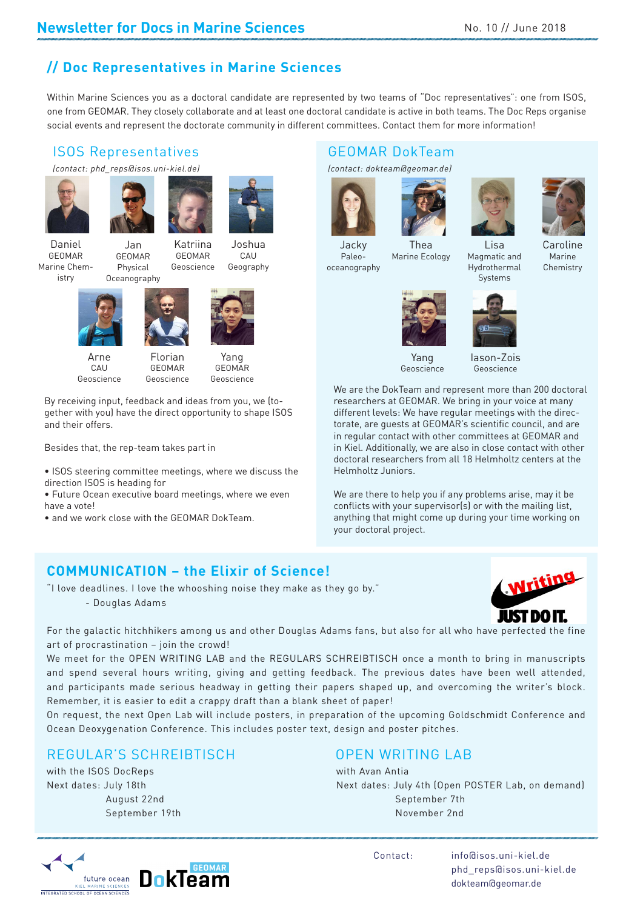## // Doc Representatives in Marine Sciences

Within Marine Sciences you as a doctoral candidate are represented by two teams of "Doc representatives": one from ISOS, one from GEOMAR. They closely collaborate and at least one doctoral candidate is active in both teams. The Doc Reps organise social events and represent the doctorate community in different committees. Contact them for more information!

### ISOS Representatives

*(contact: phd_reps@isos.uni-kiel.de)*

- Daniel – GEOMAR – Marine Chemistry
- Jan – GEOMAR – Physical Oceanography
- Katriina – GEOMAR – Geoscience
- Joshua – CAU – Geography
- Arne – CAU – Geoscience
- Florian – GEOMAR – Geoscience
- Yang – GEOMAR – Geoscience

By receiving input, feedback and ideas from you, we (together with you) have the direct opportunity to shape ISOS and their offers.

Besides that, the rep-team takes part in

- ISOS steering committee meetings, where we discuss the direction ISOS is heading for
- Future Ocean executive board meetings, where we even have a vote!
- and we work close with the GEOMAR DokTeam.

### GEOMAR DokTeam

*(contact: dokteam@geomar.de)*

- Jacky – Paleo-oceanography
- Thea – Marine Ecology
- Lisa – Magmatic and Hydrothermal Systems
- Caroline – Marine Chemistry
- Yang – Geoscience
- Iason-Zois – Geoscience

We are the DokTeam and represent more than 200 doctoral researchers at GEOMAR. We bring in your voice at many different levels: We have regular meetings with the directorate, are guests at GEOMAR's scientific council, and are in regular contact with other committees at GEOMAR and in Kiel. Additionally, we are also in close contact with other doctoral researchers from all 18 Helmholtz centers at the Helmholtz Juniors.

We are there to help you if any problems arise, may it be conflicts with your supervisor(s) or with the mailing list, anything that might come up during your time working on your doctoral project.

## COMMUNICATION – the Elixir of Science!

"I love deadlines. I love the whooshing noise they make as they go by."
- Douglas Adams

Writing – JUST DO IT.

For the galactic hitchhikers among us and other Douglas Adams fans, but also for all who have perfected the fine art of procrastination – join the crowd!
We meet for the OPEN WRITING LAB and the REGULARS SCHREIBTISCH once a month to bring in manuscripts and spend several hours writing, giving and getting feedback. The previous dates have been well attended, and participants made serious headway in getting their papers shaped up, and overcoming the writer's block. Remember, it is easier to edit a crappy draft than a blank sheet of paper!
On request, the next Open Lab will include posters, in preparation of the upcoming Goldschmidt Conference and Ocean Deoxygenation Conference. This includes poster text, design and poster pitches.

### REGULAR'S SCHREIBTISCH

with the ISOS DocReps
Next dates: July 18th
August 22nd
September 19th

### OPEN WRITING LAB

with Avan Antia
Next dates: July 4th (Open POSTER Lab, on demand)
September 7th
November 2nd

Contact: info@isos.uni-kiel.de
phd_reps@isos.uni-kiel.de
dokteam@geomar.de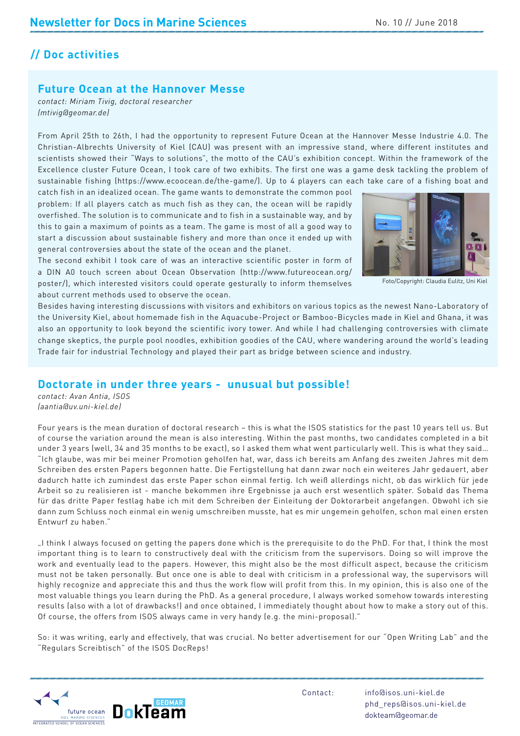## // Doc activities

### Future Ocean at the Hannover Messe

*contact: Miriam Tivig, doctoral researcher (mtivig@geomar.de)*

From April 25th to 26th, I had the opportunity to represent Future Ocean at the Hannover Messe Industrie 4.0. The Christian-Albrechts University of Kiel (CAU) was present with an impressive stand, where different institutes and scientists showed their "Ways to solutions", the motto of the CAU's exhibition concept. Within the framework of the Excellence cluster Future Ocean, I took care of two exhibits. The first one was a game desk tackling the problem of sustainable fishing (https://www.ecoocean.de/the-game/). Up to 4 players can each take care of a fishing boat and catch fish in an idealized ocean. The game wants to demonstrate the common pool problem: If all players catch as much fish as they can, the ocean will be rapidly overfished. The solution is to communicate and to fish in a sustainable way, and by this to gain a maximum of points as a team. The game is most of all a good way to start a discussion about sustainable fishery and more than once it ended up with general controversies about the state of the ocean and the planet.

The second exhibit I took care of was an interactive scientific poster in form of a DIN A0 touch screen about Ocean Observation (http://www.futureocean.org/poster/), which interested visitors could operate gesturally to inform themselves about current methods used to observe the ocean.

Foto/Copyright: Claudia Eulitz, Uni Kiel

Besides having interesting discussions with visitors and exhibitors on various topics as the newest Nano-Laboratory of the University Kiel, about homemade fish in the Aquacube-Project or Bamboo-Bicycles made in Kiel and Ghana, it was also an opportunity to look beyond the scientific ivory tower. And while I had challenging controversies with climate change skeptics, the purple pool noodles, exhibition goodies of the CAU, where wandering around the world's leading Trade fair for industrial Technology and played their part as bridge between science and industry.

### Doctorate in under three years - unusual but possible!

*contact: Avan Antia, ISOS (aantia@uv.uni-kiel.de)*

Four years is the mean duration of doctoral research – this is what the ISOS statistics for the past 10 years tell us. But of course the variation around the mean is also interesting. Within the past months, two candidates completed in a bit under 3 years (well, 34 and 35 months to be exact), so I asked them what went particularly well. This is what they said…

"Ich glaube, was mir bei meiner Promotion geholfen hat, war, dass ich bereits am Anfang des zweiten Jahres mit dem Schreiben des ersten Papers begonnen hatte. Die Fertigstellung hat dann zwar noch ein weiteres Jahr gedauert, aber dadurch hatte ich zumindest das erste Paper schon einmal fertig. Ich weiß allerdings nicht, ob das wirklich für jede Arbeit so zu realisieren ist - manche bekommen ihre Ergebnisse ja auch erst wesentlich später. Sobald das Thema für das dritte Paper festlag habe ich mit dem Schreiben der Einleitung der Doktorarbeit angefangen. Obwohl ich sie dann zum Schluss noch einmal ein wenig umschreiben musste, hat es mir ungemein geholfen, schon mal einen ersten Entwurf zu haben."

„I think I always focused on getting the papers done which is the prerequisite to do the PhD. For that, I think the most important thing is to learn to constructively deal with the criticism from the supervisors. Doing so will improve the work and eventually lead to the papers. However, this might also be the most difficult aspect, because the criticism must not be taken personally. But once one is able to deal with criticism in a professional way, the supervisors will highly recognize and appreciate this and thus the work flow will profit from this. In my opinion, this is also one of the most valuable things you learn during the PhD. As a general procedure, I always worked somehow towards interesting results (also with a lot of drawbacks!) and once obtained, I immediately thought about how to make a story out of this. Of course, the offers from ISOS always came in very handy (e.g. the mini-proposal)."

So: it was writing, early and effectively, that was crucial. No better advertisement for our "Open Writing Lab" and the "Regulars Screibtisch" of the ISOS DocReps!

Contact: info@isos.uni-kiel.de
phd_reps@isos.uni-kiel.de
dokteam@geomar.de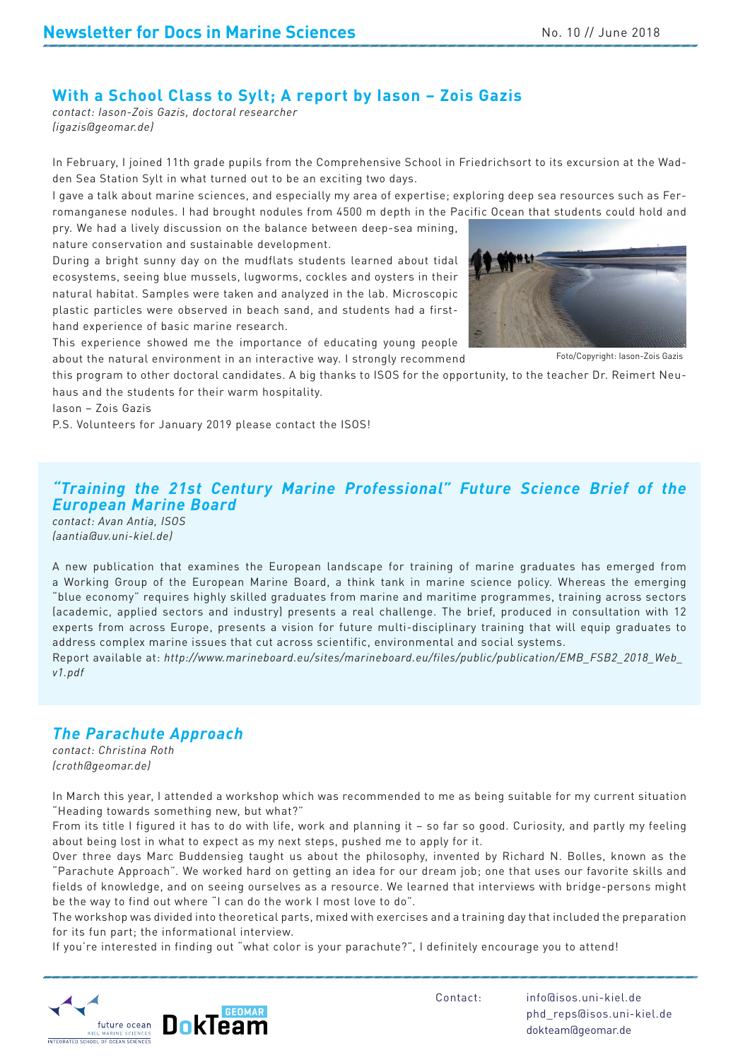## With a School Class to Sylt; A report by Iason – Zois Gazis

*contact: Iason-Zois Gazis, doctoral researcher*
*(igazis@geomar.de)*

In February, I joined 11th grade pupils from the Comprehensive School in Friedrichsort to its excursion at the Wadden Sea Station Sylt in what turned out to be an exciting two days.

I gave a talk about marine sciences, and especially my area of expertise; exploring deep sea resources such as Ferromanganese nodules. I had brought nodules from 4500 m depth in the Pacific Ocean that students could hold and pry. We had a lively discussion on the balance between deep-sea mining, nature conservation and sustainable development.

During a bright sunny day on the mudflats students learned about tidal ecosystems, seeing blue mussels, lugworms, cockles and oysters in their natural habitat. Samples were taken and analyzed in the lab. Microscopic plastic particles were observed in beach sand, and students had a first-hand experience of basic marine research.

This experience showed me the importance of educating young people about the natural environment in an interactive way. I strongly recommend this program to other doctoral candidates. A big thanks to ISOS for the opportunity, to the teacher Dr. Reimert Neuhaus and the students for their warm hospitality.

Foto/Copyright: Iason-Zois Gazis

Iason – Zois Gazis

P.S. Volunteers for January 2019 please contact the ISOS!

## *"Training the 21st Century Marine Professional" Future Science Brief of the European Marine Board*

*contact: Avan Antia, ISOS*
*(aantia@uv.uni-kiel.de)*

A new publication that examines the European landscape for training of marine graduates has emerged from a Working Group of the European Marine Board, a think tank in marine science policy. Whereas the emerging "blue economy" requires highly skilled graduates from marine and maritime programmes, training across sectors (academic, applied sectors and industry) presents a real challenge. The brief, produced in consultation with 12 experts from across Europe, presents a vision for future multi-disciplinary training that will equip graduates to address complex marine issues that cut across scientific, environmental and social systems.

Report available at: *http://www.marineboard.eu/sites/marineboard.eu/files/public/publication/EMB_FSB2_2018_Web_v1.pdf*

## *The Parachute Approach*

*contact: Christina Roth*
*(croth@geomar.de)*

In March this year, I attended a workshop which was recommended to me as being suitable for my current situation "Heading towards something new, but what?"

From its title I figured it has to do with life, work and planning it – so far so good. Curiosity, and partly my feeling about being lost in what to expect as my next steps, pushed me to apply for it.

Over three days Marc Buddensieg taught us about the philosophy, invented by Richard N. Bolles, known as the "Parachute Approach". We worked hard on getting an idea for our dream job; one that uses our favorite skills and fields of knowledge, and on seeing ourselves as a resource. We learned that interviews with bridge-persons might be the way to find out where "I can do the work I most love to do".

The workshop was divided into theoretical parts, mixed with exercises and a training day that included the preparation for its fun part; the informational interview.

If you're interested in finding out "what color is your parachute?", I definitely encourage you to attend!

Contact: info@isos.uni-kiel.de
phd_reps@isos.uni-kiel.de
dokteam@geomar.de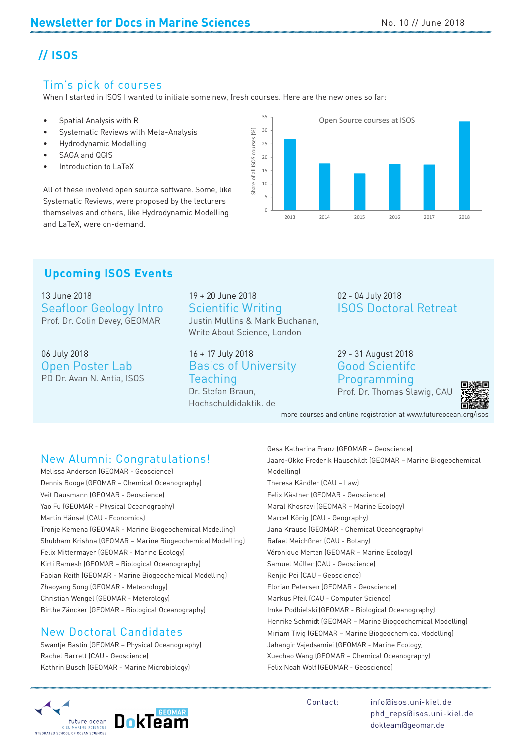## // ISOS

### Tim's pick of courses

When I started in ISOS I wanted to initiate some new, fresh courses. Here are the new ones so far:

- Spatial Analysis with R
- Systematic Reviews with Meta-Analysis
- Hydrodynamic Modelling
- SAGA and QGIS
- Introduction to LaTeX

All of these involved open source software. Some, like Systematic Reviews, were proposed by the lecturers themselves and others, like Hydrodynamic Modelling and LaTeX, were on-demand.

Open Source courses at ISOS

Share of all ISOS courses [%]

0
5
10
15
20
25
30
35

2013
2014
2015
2016
2017
2018

## Upcoming ISOS Events

13 June 2018
**Seafloor Geology Intro**
Prof. Dr. Colin Devey, GEOMAR

19 + 20 June 2018
**Scientific Writing**
Justin Mullins & Mark Buchanan, Write About Science, London

02 - 04 July 2018
**ISOS Doctoral Retreat**

06 July 2018
**Open Poster Lab**
PD Dr. Avan N. Antia, ISOS

16 + 17 July 2018
**Basics of University Teaching**
Dr. Stefan Braun, Hochschuldidaktik. de

29 - 31 August 2018
**Good Scientifc Programming**
Prof. Dr. Thomas Slawig, CAU

more courses and online registration at www.futureocean.org/isos

### New Alumni: Congratulations!

Melissa Anderson (GEOMAR - Geoscience)
Dennis Booge (GEOMAR – Chemical Oceanography)
Veit Dausmann (GEOMAR - Geoscience)
Yao Fu (GEOMAR - Physical Oceanography)
Martin Hänsel (CAU - Economics)
Tronje Kemena (GEOMAR - Marine Biogeochemical Modelling)
Shubham Krishna (GEOMAR – Marine Biogeochemical Modelling)
Felix Mittermayer (GEOMAR - Marine Ecology)
Kirti Ramesh (GEOMAR – Biological Oceanography)
Fabian Reith (GEOMAR - Marine Biogeochemical Modelling)
Zhaoyang Song (GEOMAR - Meteorology)
Christian Wengel (GEOMAR - Meterology)
Birthe Zäncker (GEOMAR - Biological Oceanography)

### New Doctoral Candidates

Swantje Bastin (GEOMAR – Physical Oceanography)
Rachel Barrett (CAU - Geoscience)
Kathrin Busch (GEOMAR - Marine Microbiology)
Gesa Katharina Franz (GEOMAR – Geoscience)
Jaard-Okke Frederik Hauschildt (GEOMAR – Marine Biogeochemical Modelling)
Theresa Kändler (CAU – Law)
Felix Kästner (GEOMAR - Geoscience)
Maral Khosravi (GEOMAR – Marine Ecology)
Marcel König (CAU - Geography)
Jana Krause (GEOMAR - Chemical Oceanography)
Rafael Meichßner (CAU - Botany)
Véronique Merten (GEOMAR – Marine Ecology)
Samuel Müller (CAU - Geoscience)
Renjie Pei (CAU – Geoscience)
Florian Petersen (GEOMAR - Geoscience)
Markus Pfeil (CAU - Computer Science)
Imke Podbielski (GEOMAR - Biological Oceanography)
Henrike Schmidt (GEOMAR – Marine Biogeochemical Modelling)
Miriam Tivig (GEOMAR – Marine Biogeochemical Modelling)
Jahangir Vajedsamiei (GEOMAR - Marine Ecology)
Xuechao Wang (GEOMAR – Chemical Oceanography)
Felix Noah Wolf (GEOMAR - Geoscience)

Contact:
info@isos.uni-kiel.de
phd_reps@isos.uni-kiel.de
dokteam@geomar.de